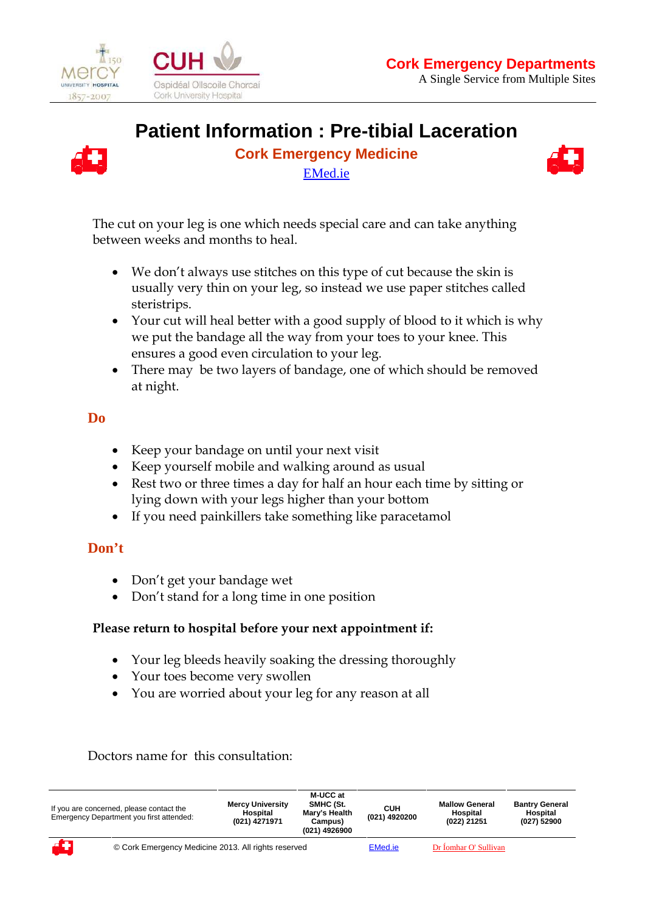Cork Emergency Departments

A Single Service from Multiple Sites

# Patient Information : Pre-tibial Laceration

## Cork Emergency Medicine

EMed.ie

The cut on your leg is one which needs special care and can take anything between weeks and months to heal.

- We don't always use stitches on this type of cut because the skin is usually very thin on your leg, so instead we use paper stitches called steristrips.
- Your cut will heal better with a good supply of blood to it which is why we put the bandage all the way from your toes to your knee. This ensures a good even circulation to your leg.
- There may be two layers of bandage, one of which should be removed at night.

### Do

- Keep your bandage on until your next visit
- Keep yourself mobile and walking around as usual
- Rest two or three times a day for half an hour each time by sitting or lying down with your legs higher than your bottom
- If you need painkillers take something like paracetamol

### Don't

- Don't get your bandage wet
- Don't stand for a long time in one position

**Please return to hospital before your next appointment if:**

- Your leg bleeds heavily soaking the dressing thoroughly
- Your toes become very swollen
- You are worried about your leg for any reason at all

Doctors name for this consultation:

| If you are concerned, please contact the Emergency Department you first attended: | Mercy University Hospital (021) 4271971 | M-UCC at SMHC (St. Mary's Health Campus) (021) 4926900 | CUH (021) 4920200 | Mallow General Hospital (022) 21251 | Bantry General Hospital (027) 52900 |
|---|---|---|---|---|---|

© Cork Emergency Medicine 2013. All rights reserved EMed.ie Dr Íomhar O' Sullivan